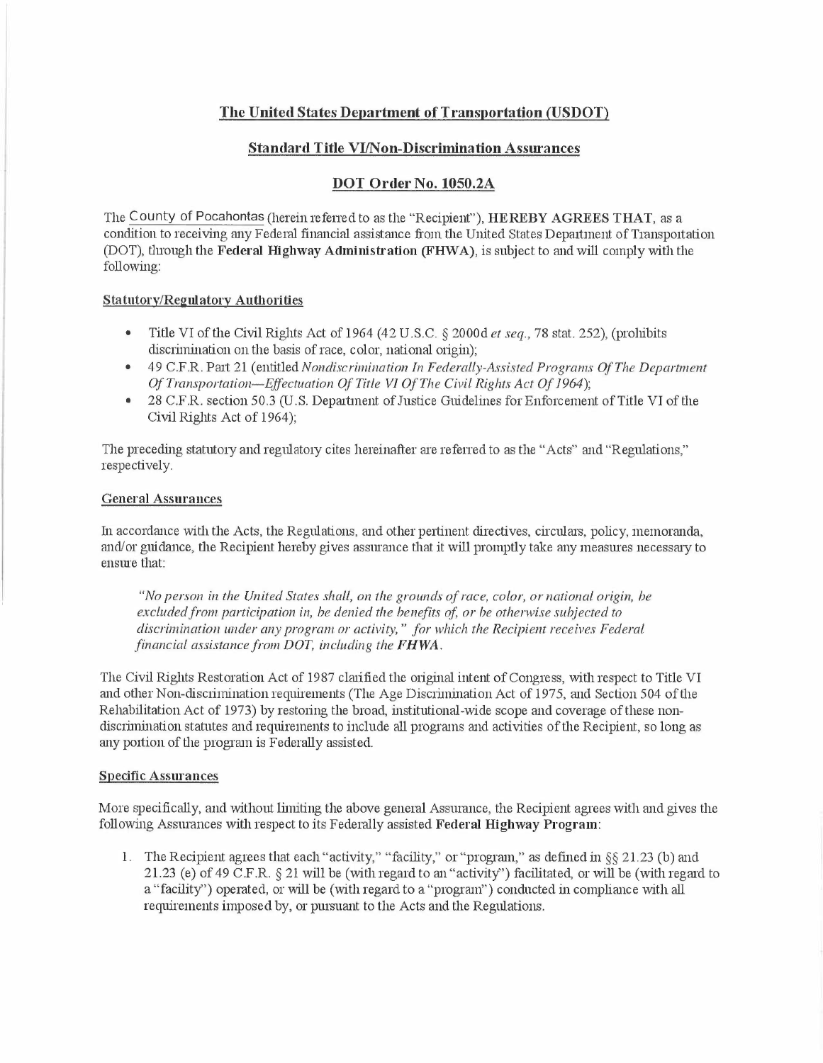## The United States Department of Transportation (USDOT)

## Standard Title VI/Non-Discrimination Assurances

## DOT Order No. 1050.2A

The County of Pocahontas (herein referred to as the "Recipient"), **HEREBY AGREES THAT**, as a condition to receiving any Federal financial assistance from the United States Department of Transportation (DOT), through the **Federal Highway Administration (FHWA)**, is subject to and will comply with the following:

### Statutory/Regulatory Authorities

- Title VI of the Civil Rights Act of 1964 (42 U.S.C. § 2000d *et seq.*, 78 stat. 252), (prohibits discrimination on the basis of race, color, national origin);
- 49 C.F.R. Part 21 (entitled *Nondiscrimination In Federally-Assisted Programs Of The Department Of Transportation—Effectuation Of Title VI Of The Civil Rights Act Of 1964*);
- 28 C.F.R. section 50.3 (U.S. Department of Justice Guidelines for Enforcement of Title VI of the Civil Rights Act of 1964);

The preceding statutory and regulatory cites hereinafter are referred to as the "Acts" and "Regulations," respectively.

### General Assurances

In accordance with the Acts, the Regulations, and other pertinent directives, circulars, policy, memoranda, and/or guidance, the Recipient hereby gives assurance that it will promptly take any measures necessary to ensure that:

> *"No person in the United States shall, on the grounds of race, color, or national origin, be excluded from participation in, be denied the benefits of, or be otherwise subjected to discrimination under any program or activity," for which the Recipient receives Federal financial assistance from DOT, including the **FHWA**.*

The Civil Rights Restoration Act of 1987 clarified the original intent of Congress, with respect to Title VI and other Non-discrimination requirements (The Age Discrimination Act of 1975, and Section 504 of the Rehabilitation Act of 1973) by restoring the broad, institutional-wide scope and coverage of these non-discrimination statutes and requirements to include all programs and activities of the Recipient, so long as any portion of the program is Federally assisted.

### Specific Assurances

More specifically, and without limiting the above general Assurance, the Recipient agrees with and gives the following Assurances with respect to its Federally assisted **Federal Highway Program**:

1. The Recipient agrees that each "activity," "facility," or "program," as defined in §§ 21.23 (b) and 21.23 (e) of 49 C.F.R. § 21 will be (with regard to an "activity") facilitated, or will be (with regard to a "facility") operated, or will be (with regard to a "program") conducted in compliance with all requirements imposed by, or pursuant to the Acts and the Regulations.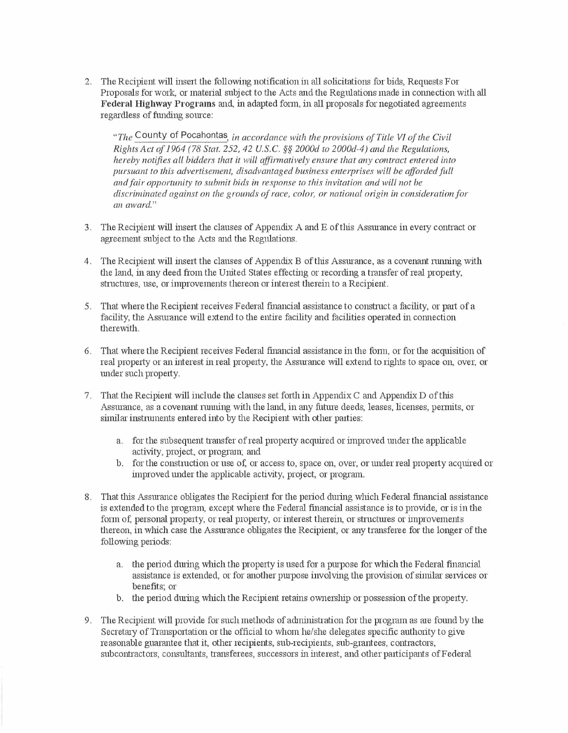2. The Recipient will insert the following notification in all solicitations for bids, Requests For Proposals for work, or material subject to the Acts and the Regulations made in connection with all **Federal Highway Programs** and, in adapted form, in all proposals for negotiated agreements regardless of funding source:

   "*The* County of Pocahontas, *in accordance with the provisions of Title VI of the Civil Rights Act of 1964 (78 Stat. 252, 42 U.S.C. §§ 2000d to 2000d-4) and the Regulations, hereby notifies all bidders that it will affirmatively ensure that any contract entered into pursuant to this advertisement, disadvantaged business enterprises will be afforded full and fair opportunity to submit bids in response to this invitation and will not be discriminated against on the grounds of race, color, or national origin in consideration for an award.*"

3. The Recipient will insert the clauses of Appendix A and E of this Assurance in every contract or agreement subject to the Acts and the Regulations.

4. The Recipient will insert the clauses of Appendix B of this Assurance, as a covenant running with the land, in any deed from the United States effecting or recording a transfer of real property, structures, use, or improvements thereon or interest therein to a Recipient.

5. That where the Recipient receives Federal financial assistance to construct a facility, or part of a facility, the Assurance will extend to the entire facility and facilities operated in connection therewith.

6. That where the Recipient receives Federal financial assistance in the form, or for the acquisition of real property or an interest in real property, the Assurance will extend to rights to space on, over, or under such property.

7. That the Recipient will include the clauses set forth in Appendix C and Appendix D of this Assurance, as a covenant running with the land, in any future deeds, leases, licenses, permits, or similar instruments entered into by the Recipient with other parties:

   a. for the subsequent transfer of real property acquired or improved under the applicable activity, project, or program; and
   b. for the construction or use of, or access to, space on, over, or under real property acquired or improved under the applicable activity, project, or program.

8. That this Assurance obligates the Recipient for the period during which Federal financial assistance is extended to the program, except where the Federal financial assistance is to provide, or is in the form of, personal property, or real property, or interest therein, or structures or improvements thereon, in which case the Assurance obligates the Recipient, or any transferee for the longer of the following periods:

   a. the period during which the property is used for a purpose for which the Federal financial assistance is extended, or for another purpose involving the provision of similar services or benefits; or
   b. the period during which the Recipient retains ownership or possession of the property.

9. The Recipient will provide for such methods of administration for the program as are found by the Secretary of Transportation or the official to whom he/she delegates specific authority to give reasonable guarantee that it, other recipients, sub-recipients, sub-grantees, contractors, subcontractors, consultants, transferees, successors in interest, and other participants of Federal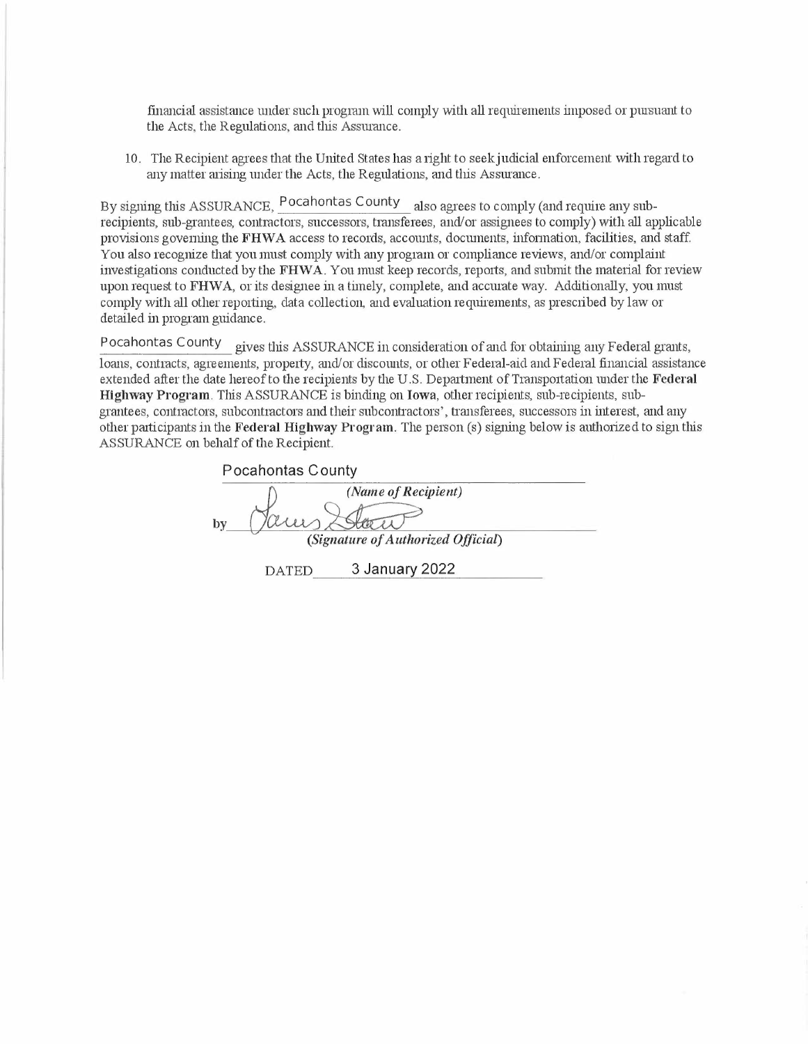financial assistance under such program will comply with all requirements imposed or pursuant to the Acts, the Regulations, and this Assurance.

10. The Recipient agrees that the United States has a right to seek judicial enforcement with regard to any matter arising under the Acts, the Regulations, and this Assurance.

By signing this ASSURANCE, Pocahontas County also agrees to comply (and require any sub-recipients, sub-grantees, contractors, successors, transferees, and/or assignees to comply) with all applicable provisions governing the **FHWA** access to records, accounts, documents, information, facilities, and staff. You also recognize that you must comply with any program or compliance reviews, and/or complaint investigations conducted by the **FHWA**. You must keep records, reports, and submit the material for review upon request to **FHWA**, or its designee in a timely, complete, and accurate way. Additionally, you must comply with all other reporting, data collection, and evaluation requirements, as prescribed by law or detailed in program guidance.

Pocahontas County gives this ASSURANCE in consideration of and for obtaining any Federal grants, loans, contracts, agreements, property, and/or discounts, or other Federal-aid and Federal financial assistance extended after the date hereof to the recipients by the U.S. Department of Transportation under the **Federal Highway Program**. This ASSURANCE is binding on **Iowa**, other recipients, sub-recipients, sub-grantees, contractors, subcontractors and their subcontractors', transferees, successors in interest, and any other participants in the **Federal Highway Program**. The person (s) signing below is authorized to sign this ASSURANCE on behalf of the Recipient.

Pocahontas County

*(Name of Recipient)*

by [signature]

*(Signature of Authorized Official)*

DATED 3 January 2022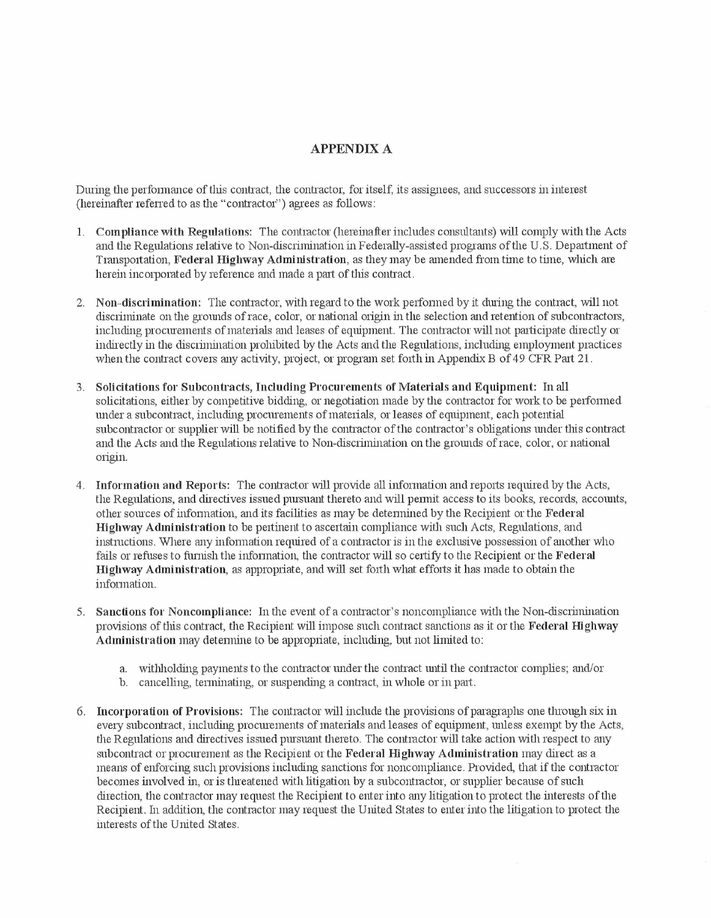# APPENDIX A

During the performance of this contract, the contractor, for itself, its assignees, and successors in interest (hereinafter referred to as the "contractor") agrees as follows:

1. **Compliance with Regulations:** The contractor (hereinafter includes consultants) will comply with the Acts and the Regulations relative to Non-discrimination in Federally-assisted programs of the U.S. Department of Transportation, **Federal Highway Administration**, as they may be amended from time to time, which are herein incorporated by reference and made a part of this contract.

2. **Non-discrimination:** The contractor, with regard to the work performed by it during the contract, will not discriminate on the grounds of race, color, or national origin in the selection and retention of subcontractors, including procurements of materials and leases of equipment. The contractor will not participate directly or indirectly in the discrimination prohibited by the Acts and the Regulations, including employment practices when the contract covers any activity, project, or program set forth in Appendix B of 49 CFR Part 21.

3. **Solicitations for Subcontracts, Including Procurements of Materials and Equipment:** In all solicitations, either by competitive bidding, or negotiation made by the contractor for work to be performed under a subcontract, including procurements of materials, or leases of equipment, each potential subcontractor or supplier will be notified by the contractor of the contractor's obligations under this contract and the Acts and the Regulations relative to Non-discrimination on the grounds of race, color, or national origin.

4. **Information and Reports:** The contractor will provide all information and reports required by the Acts, the Regulations, and directives issued pursuant thereto and will permit access to its books, records, accounts, other sources of information, and its facilities as may be determined by the Recipient or the **Federal Highway Administration** to be pertinent to ascertain compliance with such Acts, Regulations, and instructions. Where any information required of a contractor is in the exclusive possession of another who fails or refuses to furnish the information, the contractor will so certify to the Recipient or the **Federal Highway Administration**, as appropriate, and will set forth what efforts it has made to obtain the information.

5. **Sanctions for Noncompliance:** In the event of a contractor's noncompliance with the Non-discrimination provisions of this contract, the Recipient will impose such contract sanctions as it or the **Federal Highway Administration** may determine to be appropriate, including, but not limited to:

    a. withholding payments to the contractor under the contract until the contractor complies; and/or
    b. cancelling, terminating, or suspending a contract, in whole or in part.

6. **Incorporation of Provisions:** The contractor will include the provisions of paragraphs one through six in every subcontract, including procurements of materials and leases of equipment, unless exempt by the Acts, the Regulations and directives issued pursuant thereto. The contractor will take action with respect to any subcontract or procurement as the Recipient or the **Federal Highway Administration** may direct as a means of enforcing such provisions including sanctions for noncompliance. Provided, that if the contractor becomes involved in, or is threatened with litigation by a subcontractor, or supplier because of such direction, the contractor may request the Recipient to enter into any litigation to protect the interests of the Recipient. In addition, the contractor may request the United States to enter into the litigation to protect the interests of the United States.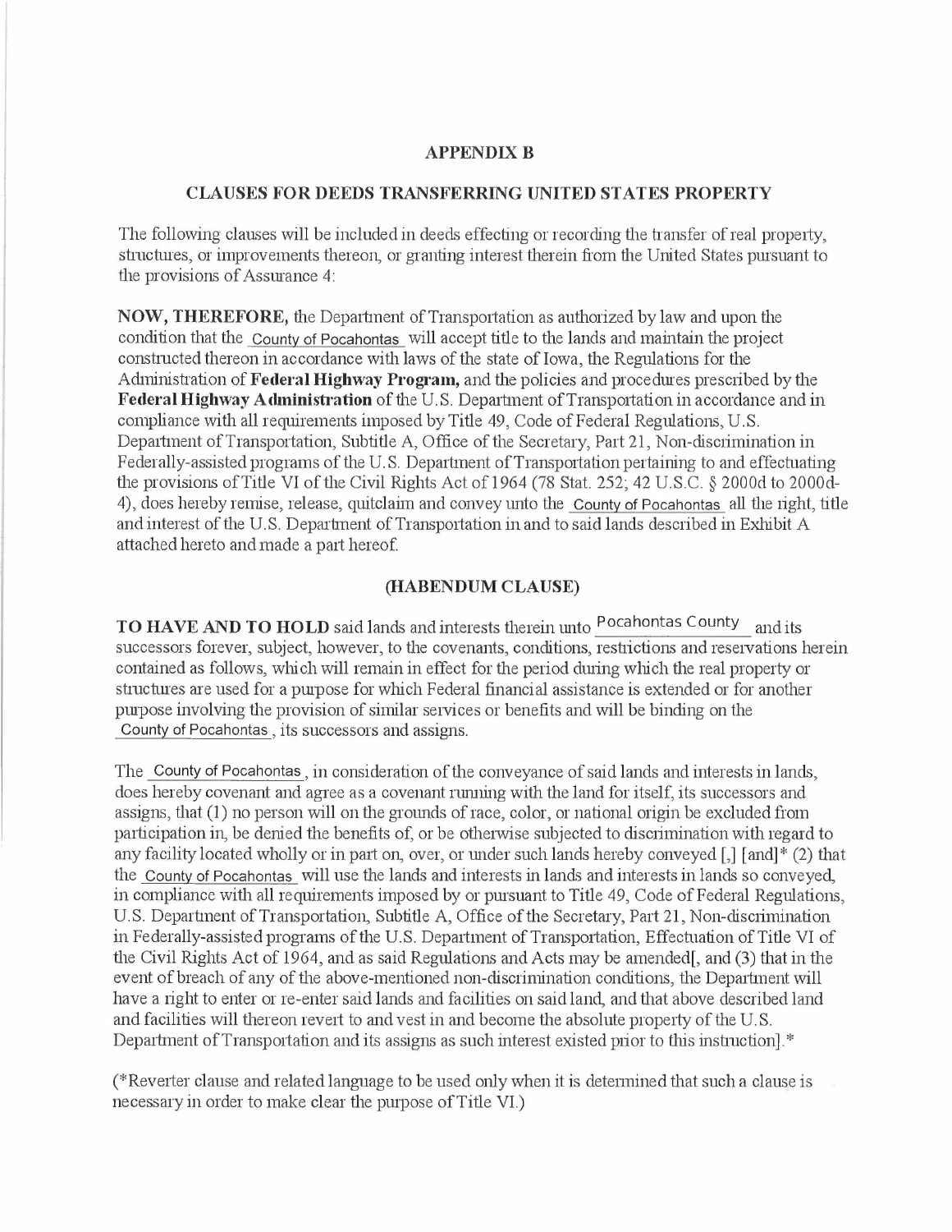## APPENDIX B

## CLAUSES FOR DEEDS TRANSFERRING UNITED STATES PROPERTY

The following clauses will be included in deeds effecting or recording the transfer of real property, structures, or improvements thereon, or granting interest therein from the United States pursuant to the provisions of Assurance 4:

**NOW, THEREFORE,** the Department of Transportation as authorized by law and upon the condition that the County of Pocahontas will accept title to the lands and maintain the project constructed thereon in accordance with laws of the state of Iowa, the Regulations for the Administration of **Federal Highway Program,** and the policies and procedures prescribed by the **Federal Highway Administration** of the U.S. Department of Transportation in accordance and in compliance with all requirements imposed by Title 49, Code of Federal Regulations, U.S. Department of Transportation, Subtitle A, Office of the Secretary, Part 21, Non-discrimination in Federally-assisted programs of the U.S. Department of Transportation pertaining to and effectuating the provisions of Title VI of the Civil Rights Act of 1964 (78 Stat. 252; 42 U.S.C. § 2000d to 2000d-4), does hereby remise, release, quitclaim and convey unto the County of Pocahontas all the right, title and interest of the U.S. Department of Transportation in and to said lands described in Exhibit A attached hereto and made a part hereof.

### (HABENDUM CLAUSE)

**TO HAVE AND TO HOLD** said lands and interests therein unto Pocahontas County and its successors forever, subject, however, to the covenants, conditions, restrictions and reservations herein contained as follows, which will remain in effect for the period during which the real property or structures are used for a purpose for which Federal financial assistance is extended or for another purpose involving the provision of similar services or benefits and will be binding on the County of Pocahontas, its successors and assigns.

The County of Pocahontas, in consideration of the conveyance of said lands and interests in lands, does hereby covenant and agree as a covenant running with the land for itself, its successors and assigns, that (1) no person will on the grounds of race, color, or national origin be excluded from participation in, be denied the benefits of, or be otherwise subjected to discrimination with regard to any facility located wholly or in part on, over, or under such lands hereby conveyed [,] [and]* (2) that the County of Pocahontas will use the lands and interests in lands and interests in lands so conveyed, in compliance with all requirements imposed by or pursuant to Title 49, Code of Federal Regulations, U.S. Department of Transportation, Subtitle A, Office of the Secretary, Part 21, Non-discrimination in Federally-assisted programs of the U.S. Department of Transportation, Effectuation of Title VI of the Civil Rights Act of 1964, and as said Regulations and Acts may be amended[, and (3) that in the event of breach of any of the above-mentioned non-discrimination conditions, the Department will have a right to enter or re-enter said lands and facilities on said land, and that above described land and facilities will thereon revert to and vest in and become the absolute property of the U.S. Department of Transportation and its assigns as such interest existed prior to this instruction].*

(*Reverter clause and related language to be used only when it is determined that such a clause is necessary in order to make clear the purpose of Title VI.)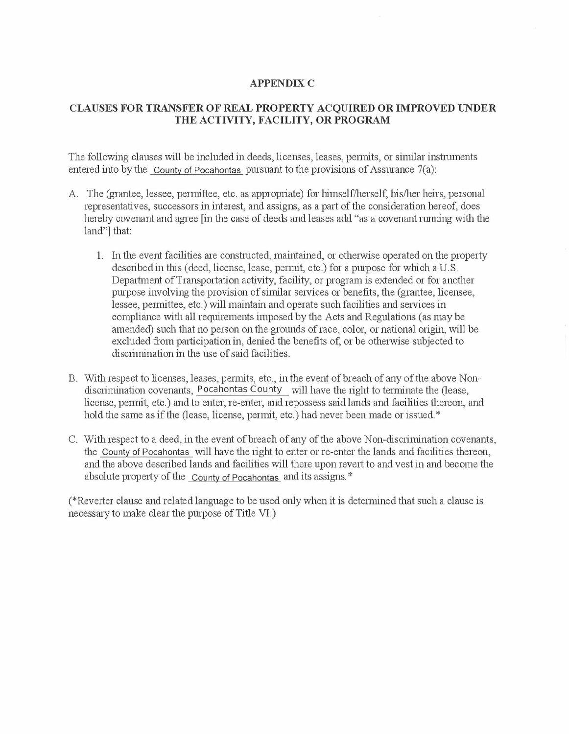## APPENDIX C

## CLAUSES FOR TRANSFER OF REAL PROPERTY ACQUIRED OR IMPROVED UNDER THE ACTIVITY, FACILITY, OR PROGRAM

The following clauses will be included in deeds, licenses, leases, permits, or similar instruments entered into by the County of Pocahontas pursuant to the provisions of Assurance 7(a):

A. The (grantee, lessee, permittee, etc. as appropriate) for himself/herself, his/her heirs, personal representatives, successors in interest, and assigns, as a part of the consideration hereof, does hereby covenant and agree [in the case of deeds and leases add "as a covenant running with the land"] that:

   1. In the event facilities are constructed, maintained, or otherwise operated on the property described in this (deed, license, lease, permit, etc.) for a purpose for which a U.S. Department of Transportation activity, facility, or program is extended or for another purpose involving the provision of similar services or benefits, the (grantee, licensee, lessee, permittee, etc.) will maintain and operate such facilities and services in compliance with all requirements imposed by the Acts and Regulations (as may be amended) such that no person on the grounds of race, color, or national origin, will be excluded from participation in, denied the benefits of, or be otherwise subjected to discrimination in the use of said facilities.

B. With respect to licenses, leases, permits, etc., in the event of breach of any of the above Non-discrimination covenants, Pocahontas County will have the right to terminate the (lease, license, permit, etc.) and to enter, re-enter, and repossess said lands and facilities thereon, and hold the same as if the (lease, license, permit, etc.) had never been made or issued.*

C. With respect to a deed, in the event of breach of any of the above Non-discrimination covenants, the County of Pocahontas will have the right to enter or re-enter the lands and facilities thereon, and the above described lands and facilities will there upon revert to and vest in and become the absolute property of the County of Pocahontas and its assigns.*

(*Reverter clause and related language to be used only when it is determined that such a clause is necessary to make clear the purpose of Title VI.)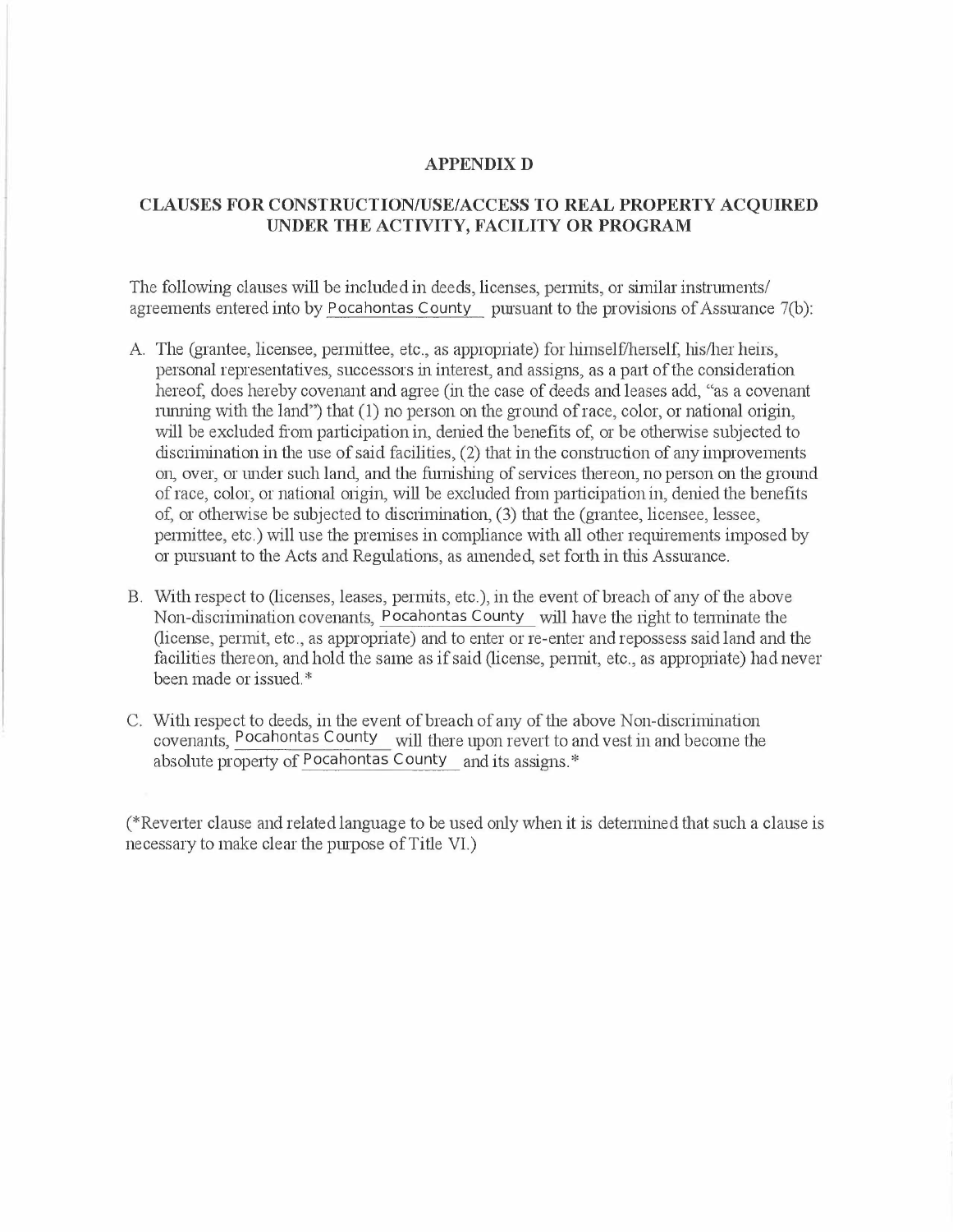## APPENDIX D

## CLAUSES FOR CONSTRUCTION/USE/ACCESS TO REAL PROPERTY ACQUIRED UNDER THE ACTIVITY, FACILITY OR PROGRAM

The following clauses will be included in deeds, licenses, permits, or similar instruments/ agreements entered into by Pocahontas County pursuant to the provisions of Assurance 7(b):

A. The (grantee, licensee, permittee, etc., as appropriate) for himself/herself, his/her heirs, personal representatives, successors in interest, and assigns, as a part of the consideration hereof, does hereby covenant and agree (in the case of deeds and leases add, "as a covenant running with the land") that (1) no person on the ground of race, color, or national origin, will be excluded from participation in, denied the benefits of, or be otherwise subjected to discrimination in the use of said facilities, (2) that in the construction of any improvements on, over, or under such land, and the furnishing of services thereon, no person on the ground of race, color, or national origin, will be excluded from participation in, denied the benefits of, or otherwise be subjected to discrimination, (3) that the (grantee, licensee, lessee, permittee, etc.) will use the premises in compliance with all other requirements imposed by or pursuant to the Acts and Regulations, as amended, set forth in this Assurance.

B. With respect to (licenses, leases, permits, etc.), in the event of breach of any of the above Non-discrimination covenants, Pocahontas County will have the right to terminate the (license, permit, etc., as appropriate) and to enter or re-enter and repossess said land and the facilities thereon, and hold the same as if said (license, permit, etc., as appropriate) had never been made or issued.*

C. With respect to deeds, in the event of breach of any of the above Non-discrimination covenants, Pocahontas County will there upon revert to and vest in and become the absolute property of Pocahontas County and its assigns.*

(*Reverter clause and related language to be used only when it is determined that such a clause is necessary to make clear the purpose of Title VI.)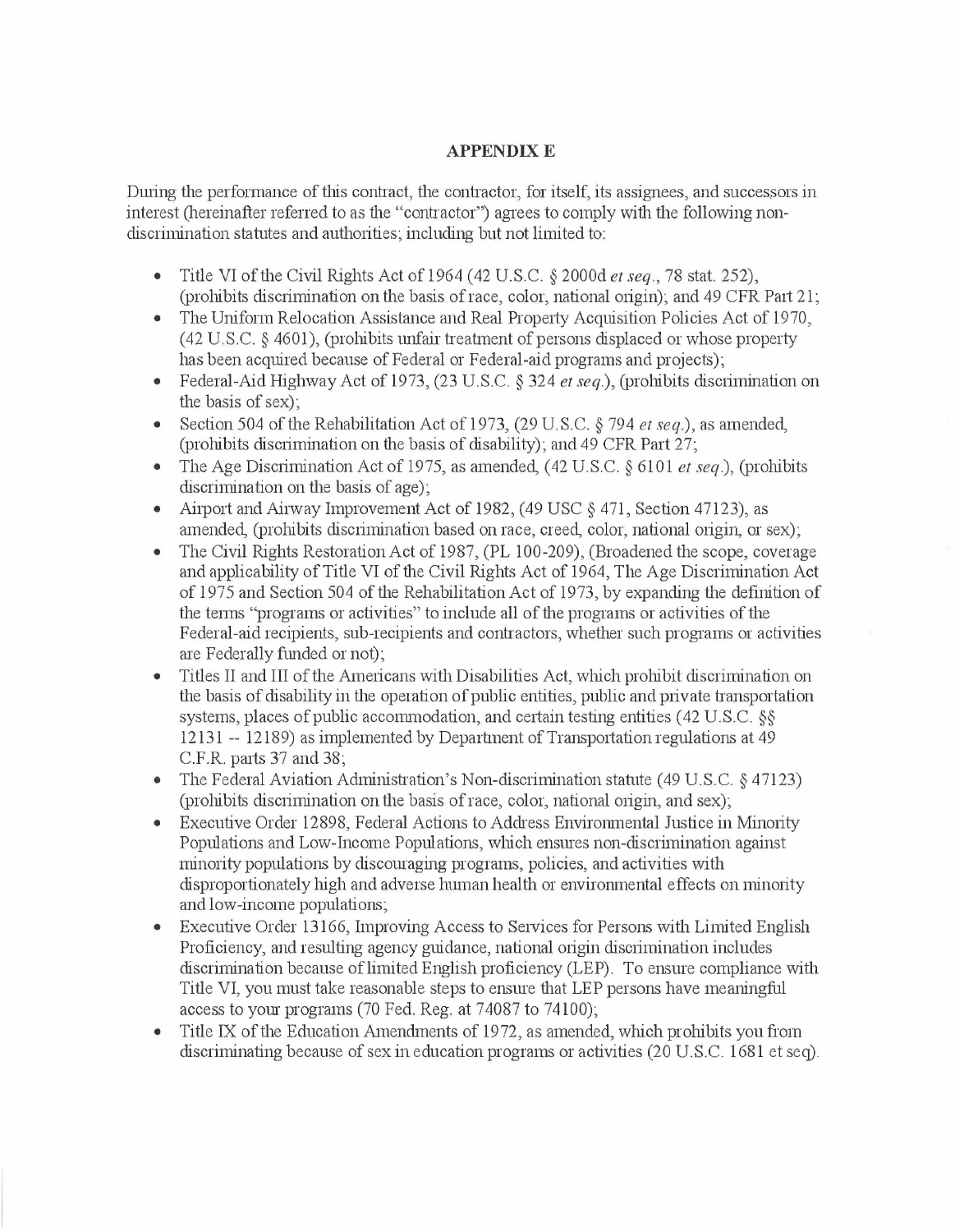## APPENDIX E

During the performance of this contract, the contractor, for itself, its assignees, and successors in interest (hereinafter referred to as the "contractor") agrees to comply with the following non-discrimination statutes and authorities; including but not limited to:

- Title VI of the Civil Rights Act of 1964 (42 U.S.C. § 2000d *et seq*., 78 stat. 252), (prohibits discrimination on the basis of race, color, national origin); and 49 CFR Part 21;
- The Uniform Relocation Assistance and Real Property Acquisition Policies Act of 1970, (42 U.S.C. § 4601), (prohibits unfair treatment of persons displaced or whose property has been acquired because of Federal or Federal-aid programs and projects);
- Federal-Aid Highway Act of 1973, (23 U.S.C. § 324 *et seq*.), (prohibits discrimination on the basis of sex);
- Section 504 of the Rehabilitation Act of 1973, (29 U.S.C. § 794 *et seq*.), as amended, (prohibits discrimination on the basis of disability); and 49 CFR Part 27;
- The Age Discrimination Act of 1975, as amended, (42 U.S.C. § 6101 *et seq*.), (prohibits discrimination on the basis of age);
- Airport and Airway Improvement Act of 1982, (49 USC § 471, Section 47123), as amended, (prohibits discrimination based on race, creed, color, national origin, or sex);
- The Civil Rights Restoration Act of 1987, (PL 100-209), (Broadened the scope, coverage and applicability of Title VI of the Civil Rights Act of 1964, The Age Discrimination Act of 1975 and Section 504 of the Rehabilitation Act of 1973, by expanding the definition of the terms "programs or activities" to include all of the programs or activities of the Federal-aid recipients, sub-recipients and contractors, whether such programs or activities are Federally funded or not);
- Titles II and III of the Americans with Disabilities Act, which prohibit discrimination on the basis of disability in the operation of public entities, public and private transportation systems, places of public accommodation, and certain testing entities (42 U.S.C. §§ 12131 -- 12189) as implemented by Department of Transportation regulations at 49 C.F.R. parts 37 and 38;
- The Federal Aviation Administration's Non-discrimination statute (49 U.S.C. § 47123) (prohibits discrimination on the basis of race, color, national origin, and sex);
- Executive Order 12898, Federal Actions to Address Environmental Justice in Minority Populations and Low-Income Populations, which ensures non-discrimination against minority populations by discouraging programs, policies, and activities with disproportionately high and adverse human health or environmental effects on minority and low-income populations;
- Executive Order 13166, Improving Access to Services for Persons with Limited English Proficiency, and resulting agency guidance, national origin discrimination includes discrimination because of limited English proficiency (LEP). To ensure compliance with Title VI, you must take reasonable steps to ensure that LEP persons have meaningful access to your programs (70 Fed. Reg. at 74087 to 74100);
- Title IX of the Education Amendments of 1972, as amended, which prohibits you from discriminating because of sex in education programs or activities (20 U.S.C. 1681 et seq).